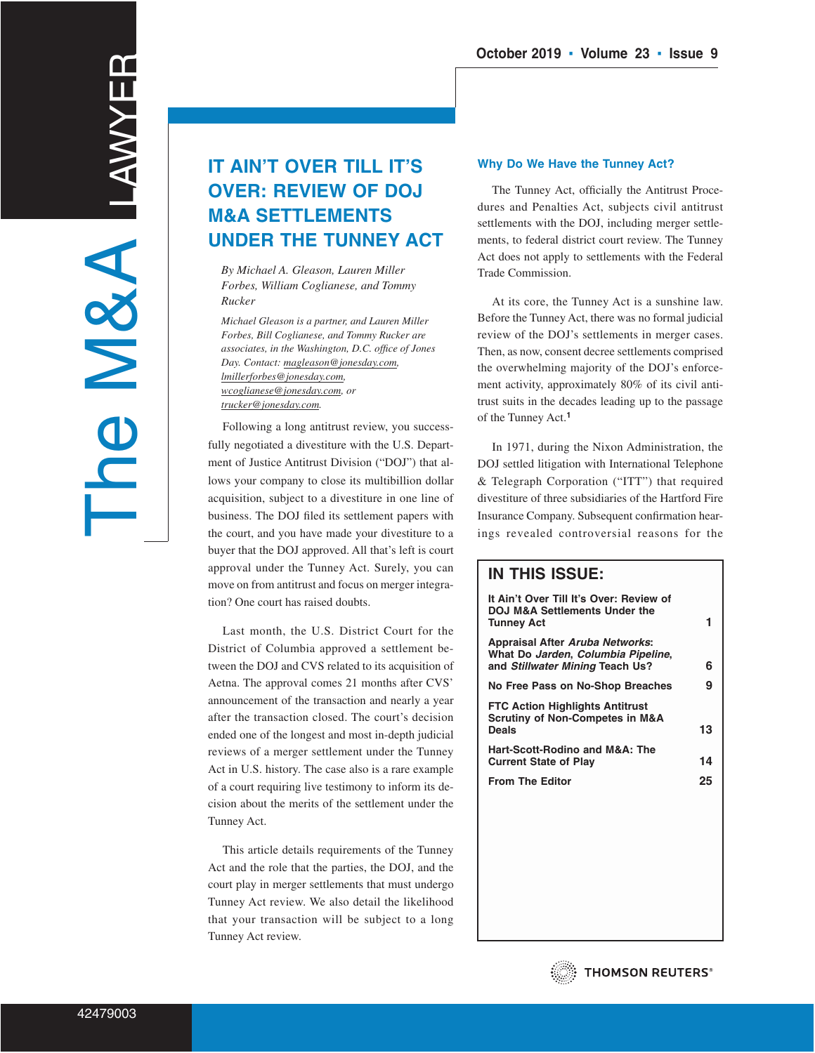# IT AIN'T OVER TILL IT'S OVER: REVIEW OF DOJ M&A SETTLEMENTS UNDER THE TUNNEY ACT

*By Michael A. Gleason, Lauren Miller Forbes, William Coglianese, and Tommy Rucker*

*Michael Gleason is a partner, and Lauren Miller Forbes, Bill Coglianese, and Tommy Rucker are associates, in the Washington, D.C. office of Jones Day. Contact: magleason@jonesday.com, lmillerforbes@jonesday.com, wcoglianese@jonesday.com, or trucker@jonesday.com.*

Following a long antitrust review, you successfully negotiated a divestiture with the U.S. Department of Justice Antitrust Division ("DOJ") that allows your company to close its multibillion dollar acquisition, subject to a divestiture in one line of business. The DOJ filed its settlement papers with the court, and you have made your divestiture to a buyer that the DOJ approved. All that's left is court approval under the Tunney Act. Surely, you can move on from antitrust and focus on merger integration? One court has raised doubts.

Last month, the U.S. District Court for the District of Columbia approved a settlement between the DOJ and CVS related to its acquisition of Aetna. The approval comes 21 months after CVS' announcement of the transaction and nearly a year after the transaction closed. The court's decision ended one of the longest and most in-depth judicial reviews of a merger settlement under the Tunney Act in U.S. history. The case also is a rare example of a court requiring live testimony to inform its decision about the merits of the settlement under the Tunney Act.

This article details requirements of the Tunney Act and the role that the parties, the DOJ, and the court play in merger settlements that must undergo Tunney Act review. We also detail the likelihood that your transaction will be subject to a long Tunney Act review.

## Why Do We Have the Tunney Act?

The Tunney Act, officially the Antitrust Procedures and Penalties Act, subjects civil antitrust settlements with the DOJ, including merger settlements, to federal district court review. The Tunney Act does not apply to settlements with the Federal Trade Commission.

At its core, the Tunney Act is a sunshine law. Before the Tunney Act, there was no formal judicial review of the DOJ's settlements in merger cases. Then, as now, consent decree settlements comprised the overwhelming majority of the DOJ's enforcement activity, approximately 80% of its civil antitrust suits in the decades leading up to the passage of the Tunney Act.[1]

In 1971, during the Nixon Administration, the DOJ settled litigation with International Telephone & Telegraph Corporation ("ITT") that required divestiture of three subsidiaries of the Hartford Fire Insurance Company. Subsequent confirmation hearings revealed controversial reasons for the

**IN THIS ISSUE:**

| | |
|---|---|
| It Ain't Over Till It's Over: Review of DOJ M&A Settlements Under the Tunney Act | 1 |
| Appraisal After *Aruba Networks*: What Do *Jarden*, *Columbia Pipeline*, and *Stillwater Mining* Teach Us? | 6 |
| No Free Pass on No-Shop Breaches | 9 |
| FTC Action Highlights Antitrust Scrutiny of Non-Competes in M&A Deals | 13 |
| Hart-Scott-Rodino and M&A: The Current State of Play | 14 |
| From The Editor | 25 |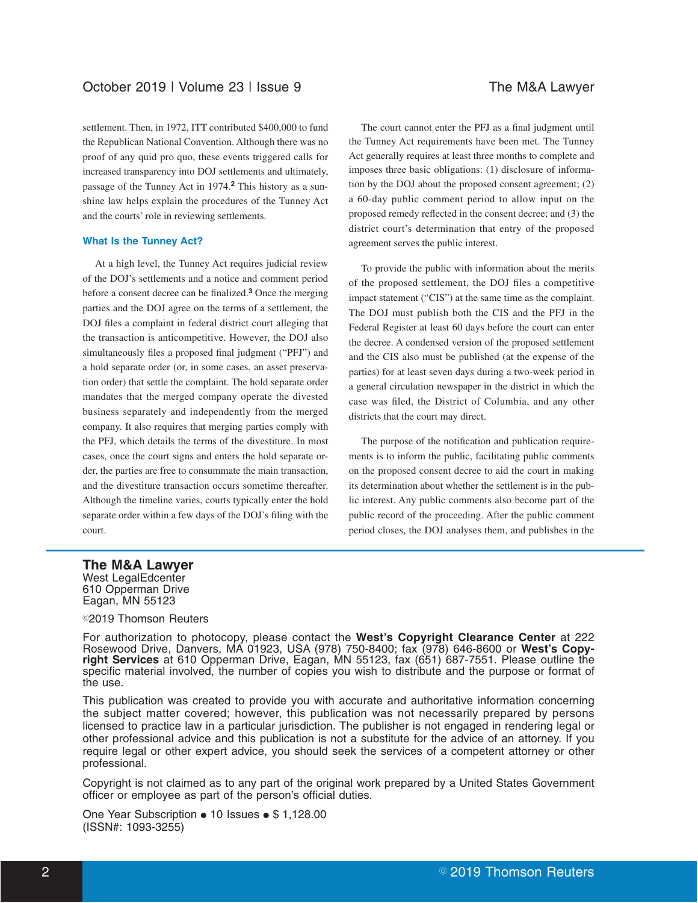settlement. Then, in 1972, ITT contributed $400,000 to fund the Republican National Convention. Although there was no proof of any quid pro quo, these events triggered calls for increased transparency into DOJ settlements and ultimately, passage of the Tunney Act in 1974.[2] This history as a sunshine law helps explain the procedures of the Tunney Act and the courts' role in reviewing settlements.

### What Is the Tunney Act?

At a high level, the Tunney Act requires judicial review of the DOJ's settlements and a notice and comment period before a consent decree can be finalized.[3] Once the merging parties and the DOJ agree on the terms of a settlement, the DOJ files a complaint in federal district court alleging that the transaction is anticompetitive. However, the DOJ also simultaneously files a proposed final judgment ("PFJ") and a hold separate order (or, in some cases, an asset preservation order) that settle the complaint. The hold separate order mandates that the merged company operate the divested business separately and independently from the merged company. It also requires that merging parties comply with the PFJ, which details the terms of the divestiture. In most cases, once the court signs and enters the hold separate order, the parties are free to consummate the main transaction, and the divestiture transaction occurs sometime thereafter. Although the timeline varies, courts typically enter the hold separate order within a few days of the DOJ's filing with the court.

The court cannot enter the PFJ as a final judgment until the Tunney Act requirements have been met. The Tunney Act generally requires at least three months to complete and imposes three basic obligations: (1) disclosure of information by the DOJ about the proposed consent agreement; (2) a 60-day public comment period to allow input on the proposed remedy reflected in the consent decree; and (3) the district court's determination that entry of the proposed agreement serves the public interest.

To provide the public with information about the merits of the proposed settlement, the DOJ files a competitive impact statement ("CIS") at the same time as the complaint. The DOJ must publish both the CIS and the PFJ in the Federal Register at least 60 days before the court can enter the decree. A condensed version of the proposed settlement and the CIS also must be published (at the expense of the parties) for at least seven days during a two-week period in a general circulation newspaper in the district in which the case was filed, the District of Columbia, and any other districts that the court may direct.

The purpose of the notification and publication requirements is to inform the public, facilitating public comments on the proposed consent decree to aid the court in making its determination about whether the settlement is in the public interest. Any public comments also become part of the public record of the proceeding. After the public comment period closes, the DOJ analyses them, and publishes in the

**The M&A Lawyer**
West LegalEdcenter
610 Opperman Drive
Eagan, MN 55123

©2019 Thomson Reuters

For authorization to photocopy, please contact the **West's Copyright Clearance Center** at 222 Rosewood Drive, Danvers, MA 01923, USA (978) 750-8400; fax (978) 646-8600 or **West's Copyright Services** at 610 Opperman Drive, Eagan, MN 55123, fax (651) 687-7551. Please outline the specific material involved, the number of copies you wish to distribute and the purpose or format of the use.

This publication was created to provide you with accurate and authoritative information concerning the subject matter covered; however, this publication was not necessarily prepared by persons licensed to practice law in a particular jurisdiction. The publisher is not engaged in rendering legal or other professional advice and this publication is not a substitute for the advice of an attorney. If you require legal or other expert advice, you should seek the services of a competent attorney or other professional.

Copyright is not claimed as to any part of the original work prepared by a United States Government officer or employee as part of the person's official duties.

One Year Subscription • 10 Issues • $ 1,128.00
(ISSN#: 1093-3255)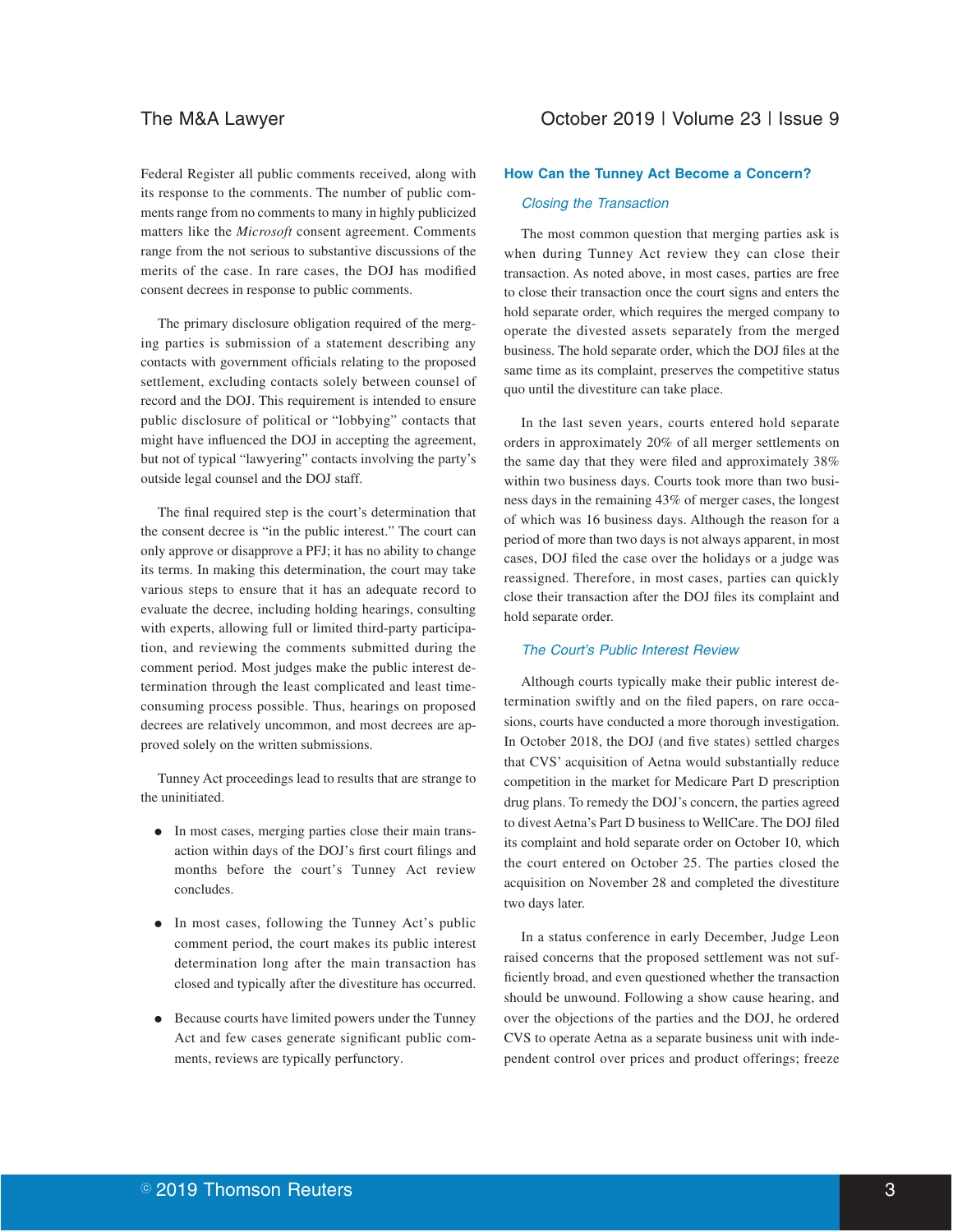Federal Register all public comments received, along with its response to the comments. The number of public comments range from no comments to many in highly publicized matters like the *Microsoft* consent agreement. Comments range from the not serious to substantive discussions of the merits of the case. In rare cases, the DOJ has modified consent decrees in response to public comments.

The primary disclosure obligation required of the merging parties is submission of a statement describing any contacts with government officials relating to the proposed settlement, excluding contacts solely between counsel of record and the DOJ. This requirement is intended to ensure public disclosure of political or "lobbying" contacts that might have influenced the DOJ in accepting the agreement, but not of typical "lawyering" contacts involving the party's outside legal counsel and the DOJ staff.

The final required step is the court's determination that the consent decree is "in the public interest." The court can only approve or disapprove a PFJ; it has no ability to change its terms. In making this determination, the court may take various steps to ensure that it has an adequate record to evaluate the decree, including holding hearings, consulting with experts, allowing full or limited third-party participation, and reviewing the comments submitted during the comment period. Most judges make the public interest determination through the least complicated and least time-consuming process possible. Thus, hearings on proposed decrees are relatively uncommon, and most decrees are approved solely on the written submissions.

Tunney Act proceedings lead to results that are strange to the uninitiated.

- In most cases, merging parties close their main transaction within days of the DOJ's first court filings and months before the court's Tunney Act review concludes.
- In most cases, following the Tunney Act's public comment period, the court makes its public interest determination long after the main transaction has closed and typically after the divestiture has occurred.
- Because courts have limited powers under the Tunney Act and few cases generate significant public comments, reviews are typically perfunctory.

## How Can the Tunney Act Become a Concern?

### *Closing the Transaction*

The most common question that merging parties ask is when during Tunney Act review they can close their transaction. As noted above, in most cases, parties are free to close their transaction once the court signs and enters the hold separate order, which requires the merged company to operate the divested assets separately from the merged business. The hold separate order, which the DOJ files at the same time as its complaint, preserves the competitive status quo until the divestiture can take place.

In the last seven years, courts entered hold separate orders in approximately 20% of all merger settlements on the same day that they were filed and approximately 38% within two business days. Courts took more than two business days in the remaining 43% of merger cases, the longest of which was 16 business days. Although the reason for a period of more than two days is not always apparent, in most cases, DOJ filed the case over the holidays or a judge was reassigned. Therefore, in most cases, parties can quickly close their transaction after the DOJ files its complaint and hold separate order.

### *The Court's Public Interest Review*

Although courts typically make their public interest determination swiftly and on the filed papers, on rare occasions, courts have conducted a more thorough investigation. In October 2018, the DOJ (and five states) settled charges that CVS' acquisition of Aetna would substantially reduce competition in the market for Medicare Part D prescription drug plans. To remedy the DOJ's concern, the parties agreed to divest Aetna's Part D business to WellCare. The DOJ filed its complaint and hold separate order on October 10, which the court entered on October 25. The parties closed the acquisition on November 28 and completed the divestiture two days later.

In a status conference in early December, Judge Leon raised concerns that the proposed settlement was not sufficiently broad, and even questioned whether the transaction should be unwound. Following a show cause hearing, and over the objections of the parties and the DOJ, he ordered CVS to operate Aetna as a separate business unit with independent control over prices and product offerings; freeze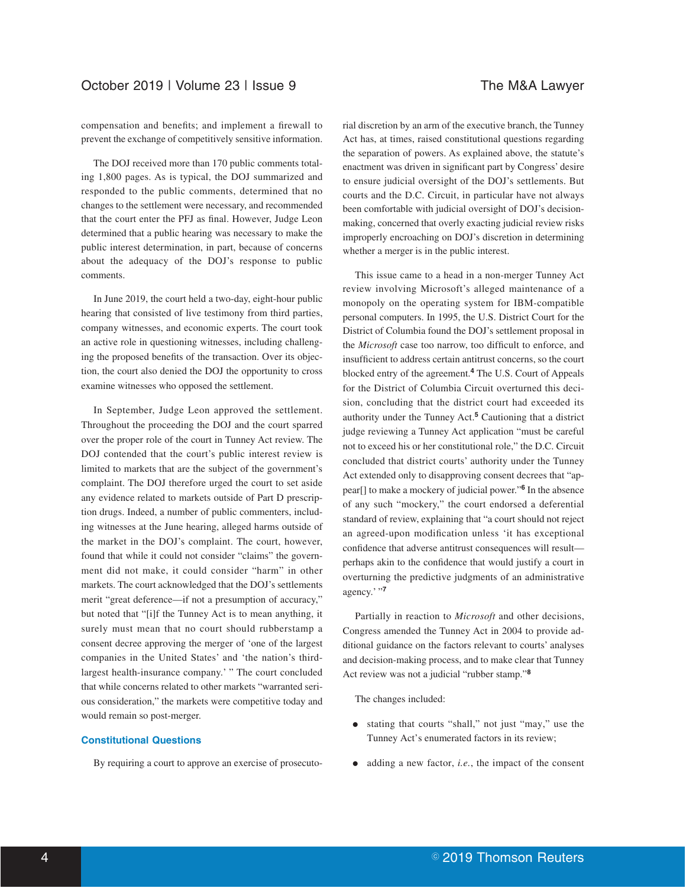compensation and benefits; and implement a firewall to prevent the exchange of competitively sensitive information.

The DOJ received more than 170 public comments totaling 1,800 pages. As is typical, the DOJ summarized and responded to the public comments, determined that no changes to the settlement were necessary, and recommended that the court enter the PFJ as final. However, Judge Leon determined that a public hearing was necessary to make the public interest determination, in part, because of concerns about the adequacy of the DOJ's response to public comments.

In June 2019, the court held a two-day, eight-hour public hearing that consisted of live testimony from third parties, company witnesses, and economic experts. The court took an active role in questioning witnesses, including challenging the proposed benefits of the transaction. Over its objection, the court also denied the DOJ the opportunity to cross examine witnesses who opposed the settlement.

In September, Judge Leon approved the settlement. Throughout the proceeding the DOJ and the court sparred over the proper role of the court in Tunney Act review. The DOJ contended that the court's public interest review is limited to markets that are the subject of the government's complaint. The DOJ therefore urged the court to set aside any evidence related to markets outside of Part D prescription drugs. Indeed, a number of public commenters, including witnesses at the June hearing, alleged harms outside of the market in the DOJ's complaint. The court, however, found that while it could not consider "claims" the government did not make, it could consider "harm" in other markets. The court acknowledged that the DOJ's settlements merit "great deference—if not a presumption of accuracy," but noted that "[i]f the Tunney Act is to mean anything, it surely must mean that no court should rubberstamp a consent decree approving the merger of 'one of the largest companies in the United States' and 'the nation's third-largest health-insurance company.' " The court concluded that while concerns related to other markets "warranted serious consideration," the markets were competitive today and would remain so post-merger.

## Constitutional Questions

By requiring a court to approve an exercise of prosecutorial discretion by an arm of the executive branch, the Tunney Act has, at times, raised constitutional questions regarding the separation of powers. As explained above, the statute's enactment was driven in significant part by Congress' desire to ensure judicial oversight of the DOJ's settlements. But courts and the D.C. Circuit, in particular have not always been comfortable with judicial oversight of DOJ's decision-making, concerned that overly exacting judicial review risks improperly encroaching on DOJ's discretion in determining whether a merger is in the public interest.

This issue came to a head in a non-merger Tunney Act review involving Microsoft's alleged maintenance of a monopoly on the operating system for IBM-compatible personal computers. In 1995, the U.S. District Court for the District of Columbia found the DOJ's settlement proposal in the *Microsoft* case too narrow, too difficult to enforce, and insufficient to address certain antitrust concerns, so the court blocked entry of the agreement.[4] The U.S. Court of Appeals for the District of Columbia Circuit overturned this decision, concluding that the district court had exceeded its authority under the Tunney Act.[5] Cautioning that a district judge reviewing a Tunney Act application "must be careful not to exceed his or her constitutional role," the D.C. Circuit concluded that district courts' authority under the Tunney Act extended only to disapproving consent decrees that "appear[] to make a mockery of judicial power."[6] In the absence of any such "mockery," the court endorsed a deferential standard of review, explaining that "a court should not reject an agreed-upon modification unless 'it has exceptional confidence that adverse antitrust consequences will result—perhaps akin to the confidence that would justify a court in overturning the predictive judgments of an administrative agency.' "[7]

Partially in reaction to *Microsoft* and other decisions, Congress amended the Tunney Act in 2004 to provide additional guidance on the factors relevant to courts' analyses and decision-making process, and to make clear that Tunney Act review was not a judicial "rubber stamp."[8]

The changes included:

- stating that courts "shall," not just "may," use the Tunney Act's enumerated factors in its review;
- adding a new factor, *i.e.*, the impact of the consent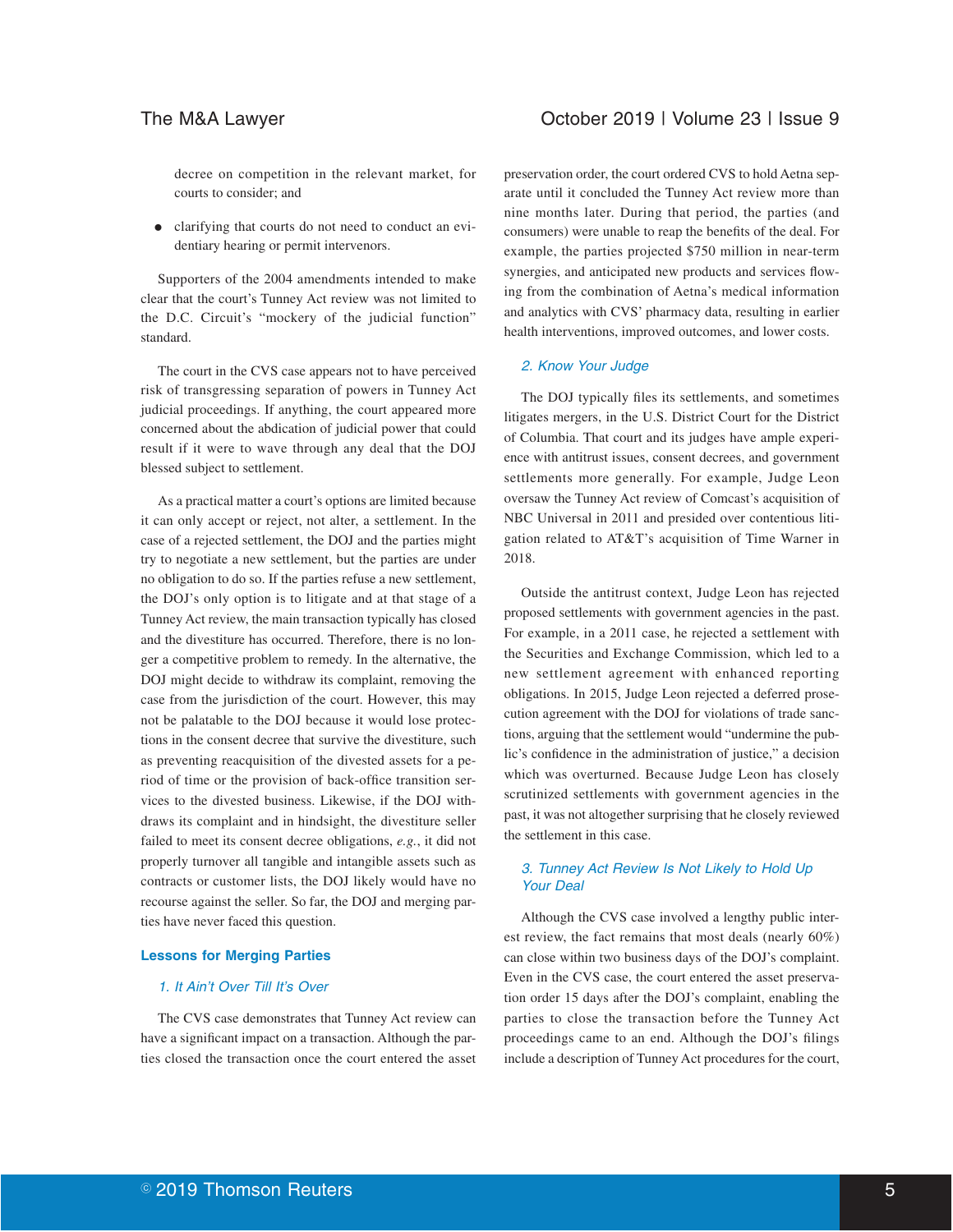decree on competition in the relevant market, for courts to consider; and

- clarifying that courts do not need to conduct an evidentiary hearing or permit intervenors.

Supporters of the 2004 amendments intended to make clear that the court's Tunney Act review was not limited to the D.C. Circuit's "mockery of the judicial function" standard.

The court in the CVS case appears not to have perceived risk of transgressing separation of powers in Tunney Act judicial proceedings. If anything, the court appeared more concerned about the abdication of judicial power that could result if it were to wave through any deal that the DOJ blessed subject to settlement.

As a practical matter a court's options are limited because it can only accept or reject, not alter, a settlement. In the case of a rejected settlement, the DOJ and the parties might try to negotiate a new settlement, but the parties are under no obligation to do so. If the parties refuse a new settlement, the DOJ's only option is to litigate and at that stage of a Tunney Act review, the main transaction typically has closed and the divestiture has occurred. Therefore, there is no longer a competitive problem to remedy. In the alternative, the DOJ might decide to withdraw its complaint, removing the case from the jurisdiction of the court. However, this may not be palatable to the DOJ because it would lose protections in the consent decree that survive the divestiture, such as preventing reacquisition of the divested assets for a period of time or the provision of back-office transition services to the divested business. Likewise, if the DOJ withdraws its complaint and in hindsight, the divestiture seller failed to meet its consent decree obligations, *e.g.*, it did not properly turnover all tangible and intangible assets such as contracts or customer lists, the DOJ likely would have no recourse against the seller. So far, the DOJ and merging parties have never faced this question.

## Lessons for Merging Parties

### *1. It Ain't Over Till It's Over*

The CVS case demonstrates that Tunney Act review can have a significant impact on a transaction. Although the parties closed the transaction once the court entered the asset preservation order, the court ordered CVS to hold Aetna separate until it concluded the Tunney Act review more than nine months later. During that period, the parties (and consumers) were unable to reap the benefits of the deal. For example, the parties projected $750 million in near-term synergies, and anticipated new products and services flowing from the combination of Aetna's medical information and analytics with CVS' pharmacy data, resulting in earlier health interventions, improved outcomes, and lower costs.

### *2. Know Your Judge*

The DOJ typically files its settlements, and sometimes litigates mergers, in the U.S. District Court for the District of Columbia. That court and its judges have ample experience with antitrust issues, consent decrees, and government settlements more generally. For example, Judge Leon oversaw the Tunney Act review of Comcast's acquisition of NBC Universal in 2011 and presided over contentious litigation related to AT&T's acquisition of Time Warner in 2018.

Outside the antitrust context, Judge Leon has rejected proposed settlements with government agencies in the past. For example, in a 2011 case, he rejected a settlement with the Securities and Exchange Commission, which led to a new settlement agreement with enhanced reporting obligations. In 2015, Judge Leon rejected a deferred prosecution agreement with the DOJ for violations of trade sanctions, arguing that the settlement would "undermine the public's confidence in the administration of justice," a decision which was overturned. Because Judge Leon has closely scrutinized settlements with government agencies in the past, it was not altogether surprising that he closely reviewed the settlement in this case.

### *3. Tunney Act Review Is Not Likely to Hold Up Your Deal*

Although the CVS case involved a lengthy public interest review, the fact remains that most deals (nearly 60%) can close within two business days of the DOJ's complaint. Even in the CVS case, the court entered the asset preservation order 15 days after the DOJ's complaint, enabling the parties to close the transaction before the Tunney Act proceedings came to an end. Although the DOJ's filings include a description of Tunney Act procedures for the court,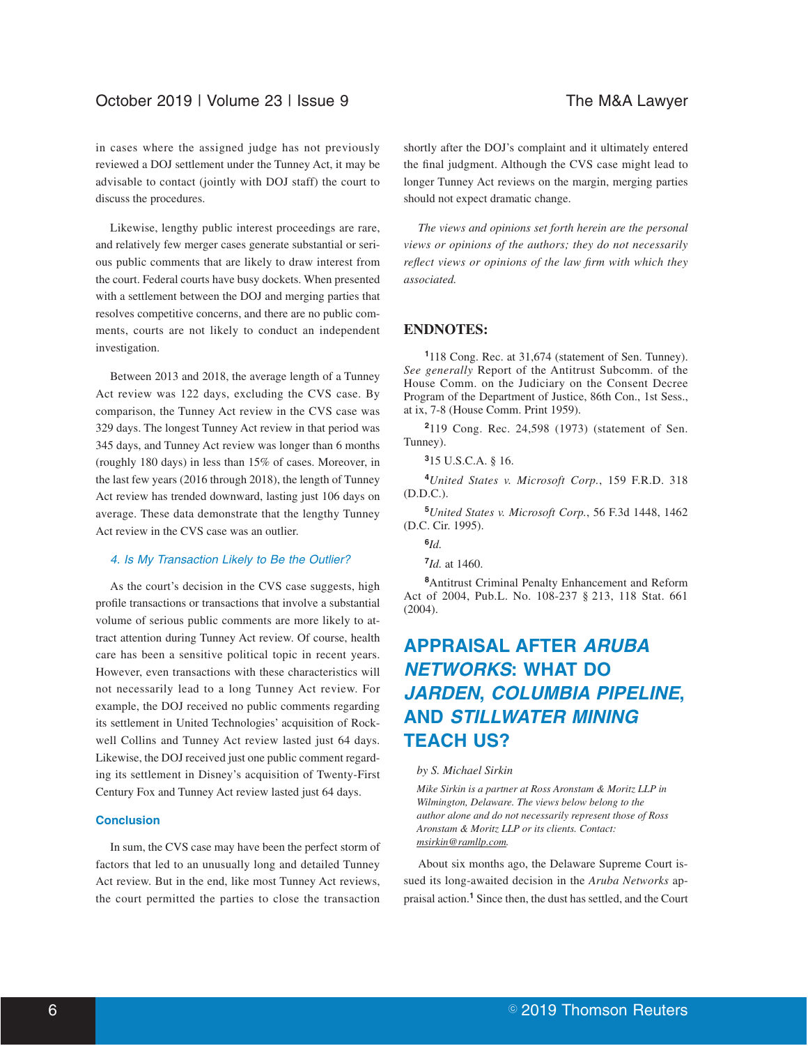in cases where the assigned judge has not previously reviewed a DOJ settlement under the Tunney Act, it may be advisable to contact (jointly with DOJ staff) the court to discuss the procedures.

Likewise, lengthy public interest proceedings are rare, and relatively few merger cases generate substantial or serious public comments that are likely to draw interest from the court. Federal courts have busy dockets. When presented with a settlement between the DOJ and merging parties that resolves competitive concerns, and there are no public comments, courts are not likely to conduct an independent investigation.

Between 2013 and 2018, the average length of a Tunney Act review was 122 days, excluding the CVS case. By comparison, the Tunney Act review in the CVS case was 329 days. The longest Tunney Act review in that period was 345 days, and Tunney Act review was longer than 6 months (roughly 180 days) in less than 15% of cases. Moreover, in the last few years (2016 through 2018), the length of Tunney Act review has trended downward, lasting just 106 days on average. These data demonstrate that the lengthy Tunney Act review in the CVS case was an outlier.

#### *4. Is My Transaction Likely to Be the Outlier?*

As the court's decision in the CVS case suggests, high profile transactions or transactions that involve a substantial volume of serious public comments are more likely to attract attention during Tunney Act review. Of course, health care has been a sensitive political topic in recent years. However, even transactions with these characteristics will not necessarily lead to a long Tunney Act review. For example, the DOJ received no public comments regarding its settlement in United Technologies' acquisition of Rockwell Collins and Tunney Act review lasted just 64 days. Likewise, the DOJ received just one public comment regarding its settlement in Disney's acquisition of Twenty-First Century Fox and Tunney Act review lasted just 64 days.

### Conclusion

In sum, the CVS case may have been the perfect storm of factors that led to an unusually long and detailed Tunney Act review. But in the end, like most Tunney Act reviews, the court permitted the parties to close the transaction shortly after the DOJ's complaint and it ultimately entered the final judgment. Although the CVS case might lead to longer Tunney Act reviews on the margin, merging parties should not expect dramatic change.

*The views and opinions set forth herein are the personal views or opinions of the authors; they do not necessarily reflect views or opinions of the law firm with which they associated.*

### ENDNOTES:

[1]118 Cong. Rec. at 31,674 (statement of Sen. Tunney). *See generally* Report of the Antitrust Subcomm. of the House Comm. on the Judiciary on the Consent Decree Program of the Department of Justice, 86th Con., 1st Sess., at ix, 7-8 (House Comm. Print 1959).

[2]119 Cong. Rec. 24,598 (1973) (statement of Sen. Tunney).

[3]15 U.S.C.A. § 16.

[4]*United States v. Microsoft Corp.*, 159 F.R.D. 318 (D.D.C.).

[5]*United States v. Microsoft Corp.*, 56 F.3d 1448, 1462 (D.C. Cir. 1995).

[6]*Id.*

[7]*Id.* at 1460.

[8]Antitrust Criminal Penalty Enhancement and Reform Act of 2004, Pub.L. No. 108-237 § 213, 118 Stat. 661 (2004).

## APPRAISAL AFTER *ARUBA NETWORKS*: WHAT DO *JARDEN*, *COLUMBIA PIPELINE*, AND *STILLWATER MINING* TEACH US?

*by S. Michael Sirkin*

*Mike Sirkin is a partner at Ross Aronstam & Moritz LLP in Wilmington, Delaware. The views below belong to the author alone and do not necessarily represent those of Ross Aronstam & Moritz LLP or its clients. Contact: msirkin@ramllp.com.*

About six months ago, the Delaware Supreme Court issued its long-awaited decision in the *Aruba Networks* appraisal action.[1] Since then, the dust has settled, and the Court